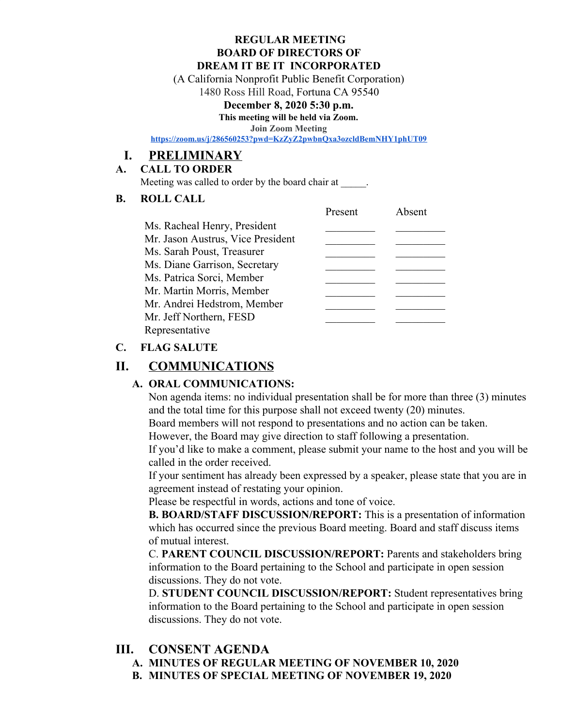**REGULAR MEETING**
**BOARD OF DIRECTORS OF**
**DREAM IT BE IT INCORPORATED**

(A California Nonprofit Public Benefit Corporation)
1480 Ross Hill Road, Fortuna CA 95540

**December 8, 2020 5:30 p.m.**

**This meeting will be held via Zoom.**

**Join Zoom Meeting**

https://zoom.us/j/286560253?pwd=KzZyZ2pwbnQxa3ozcldBemNHY1phUT09

# I. PRELIMINARY

## A. CALL TO ORDER

Meeting was called to order by the board chair at _____.

## B. ROLL CALL

| | Present | Absent |
|---|---|---|
| Ms. Racheal Henry, President | _________ | _________ |
| Mr. Jason Austrus, Vice President | _________ | _________ |
| Ms. Sarah Poust, Treasurer | _________ | _________ |
| Ms. Diane Garrison, Secretary | _________ | _________ |
| Ms. Patrica Sorci, Member | _________ | _________ |
| Mr. Martin Morris, Member | _________ | _________ |
| Mr. Andrei Hedstrom, Member | _________ | _________ |
| Mr. Jeff Northern, FESD Representative | _________ | _________ |

## C. FLAG SALUTE

# II. COMMUNICATIONS

## A. ORAL COMMUNICATIONS:

Non agenda items: no individual presentation shall be for more than three (3) minutes and the total time for this purpose shall not exceed twenty (20) minutes.
Board members will not respond to presentations and no action can be taken. However, the Board may give direction to staff following a presentation.
If you'd like to make a comment, please submit your name to the host and you will be called in the order received.
If your sentiment has already been expressed by a speaker, please state that you are in agreement instead of restating your opinion.
Please be respectful in words, actions and tone of voice.

**B. BOARD/STAFF DISCUSSION/REPORT:** This is a presentation of information which has occurred since the previous Board meeting. Board and staff discuss items of mutual interest.

C. **PARENT COUNCIL DISCUSSION/REPORT:** Parents and stakeholders bring information to the Board pertaining to the School and participate in open session discussions. They do not vote.

D. **STUDENT COUNCIL DISCUSSION/REPORT:** Student representatives bring information to the Board pertaining to the School and participate in open session discussions. They do not vote.

# III. CONSENT AGENDA

**A. MINUTES OF REGULAR MEETING OF NOVEMBER 10, 2020**

**B. MINUTES OF SPECIAL MEETING OF NOVEMBER 19, 2020**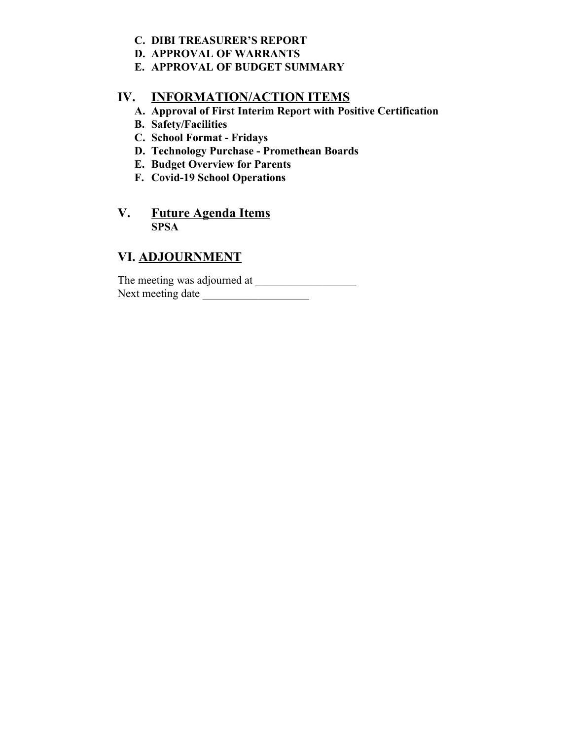C. **DIBI TREASURER'S REPORT**
D. **APPROVAL OF WARRANTS**
E. **APPROVAL OF BUDGET SUMMARY**

## IV. INFORMATION/ACTION ITEMS

A. **Approval of First Interim Report with Positive Certification**
B. **Safety/Facilities**
C. **School Format - Fridays**
D. **Technology Purchase - Promethean Boards**
E. **Budget Overview for Parents**
F. **Covid-19 School Operations**

## V. Future Agenda Items

**SPSA**

## VI. ADJOURNMENT

The meeting was adjourned at __________________
Next meeting date ___________________